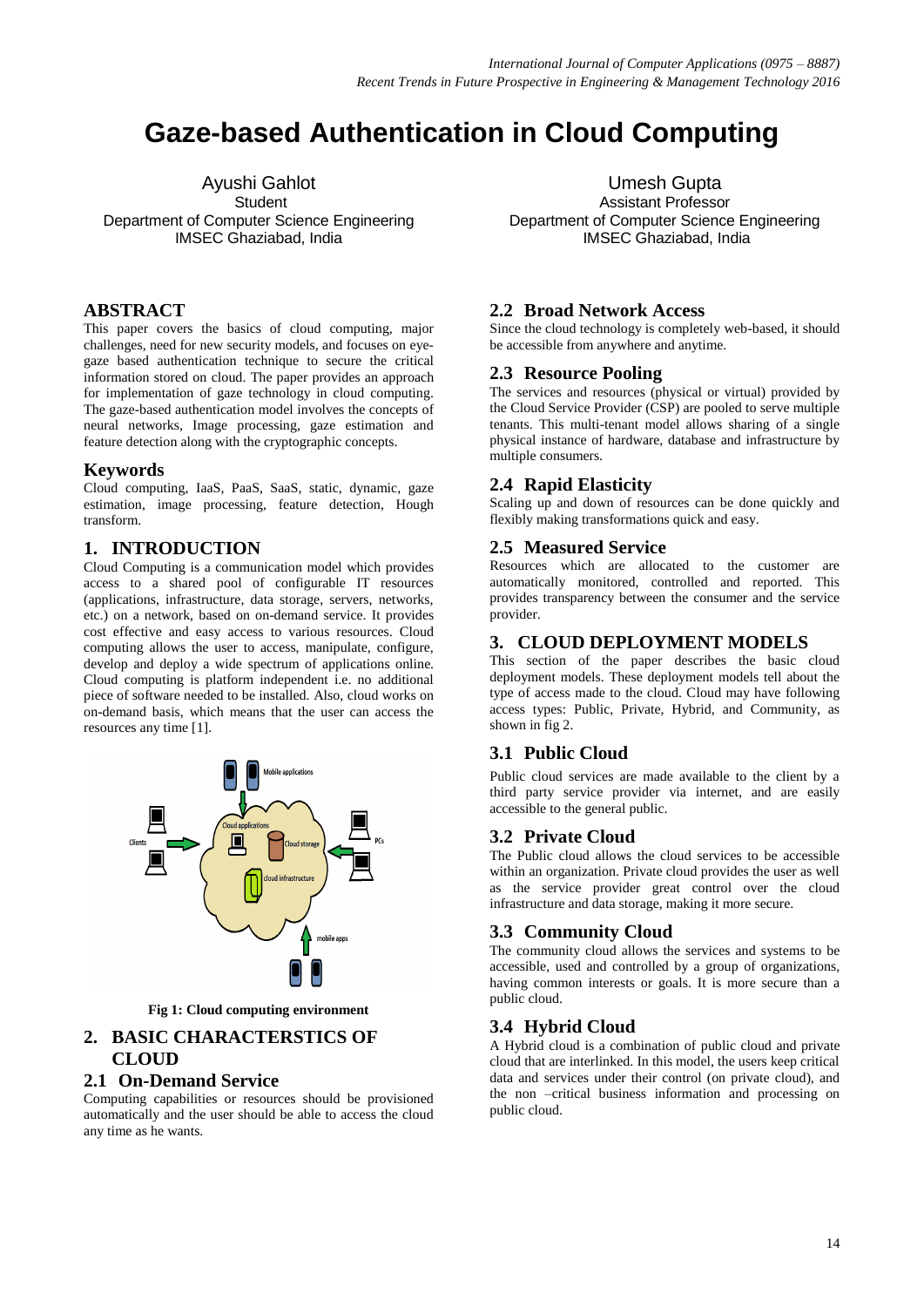# Gaze-based Authentication in Cloud Computing

Ayushi Gahlot
Student
Department of Computer Science Engineering
IMSEC Ghaziabad, India

Umesh Gupta
Assistant Professor
Department of Computer Science Engineering
IMSEC Ghaziabad, India

## ABSTRACT

This paper covers the basics of cloud computing, major challenges, need for new security models, and focuses on eye-gaze based authentication technique to secure the critical information stored on cloud. The paper provides an approach for implementation of gaze technology in cloud computing. The gaze-based authentication model involves the concepts of neural networks, Image processing, gaze estimation and feature detection along with the cryptographic concepts.

## Keywords

Cloud computing, IaaS, PaaS, SaaS, static, dynamic, gaze estimation, image processing, feature detection, Hough transform.

## 1. INTRODUCTION

Cloud Computing is a communication model which provides access to a shared pool of configurable IT resources (applications, infrastructure, data storage, servers, networks, etc.) on a network, based on on-demand service. It provides cost effective and easy access to various resources. Cloud computing allows the user to access, manipulate, configure, develop and deploy a wide spectrum of applications online. Cloud computing is platform independent i.e. no additional piece of software needed to be installed. Also, cloud works on on-demand basis, which means that the user can access the resources any time [1].

**Fig 1: Cloud computing environment**

## 2. BASIC CHARACTERSTICS OF CLOUD

### 2.1 On-Demand Service

Computing capabilities or resources should be provisioned automatically and the user should be able to access the cloud any time as he wants.

### 2.2 Broad Network Access

Since the cloud technology is completely web-based, it should be accessible from anywhere and anytime.

### 2.3 Resource Pooling

The services and resources (physical or virtual) provided by the Cloud Service Provider (CSP) are pooled to serve multiple tenants. This multi-tenant model allows sharing of a single physical instance of hardware, database and infrastructure by multiple consumers.

### 2.4 Rapid Elasticity

Scaling up and down of resources can be done quickly and flexibly making transformations quick and easy.

### 2.5 Measured Service

Resources which are allocated to the customer are automatically monitored, controlled and reported. This provides transparency between the consumer and the service provider.

## 3. CLOUD DEPLOYMENT MODELS

This section of the paper describes the basic cloud deployment models. These deployment models tell about the type of access made to the cloud. Cloud may have following access types: Public, Private, Hybrid, and Community, as shown in fig 2.

### 3.1 Public Cloud

Public cloud services are made available to the client by a third party service provider via internet, and are easily accessible to the general public.

### 3.2 Private Cloud

The Public cloud allows the cloud services to be accessible within an organization. Private cloud provides the user as well as the service provider great control over the cloud infrastructure and data storage, making it more secure.

### 3.3 Community Cloud

The community cloud allows the services and systems to be accessible, used and controlled by a group of organizations, having common interests or goals. It is more secure than a public cloud.

### 3.4 Hybrid Cloud

A Hybrid cloud is a combination of public cloud and private cloud that are interlinked. In this model, the users keep critical data and services under their control (on private cloud), and the non –critical business information and processing on public cloud.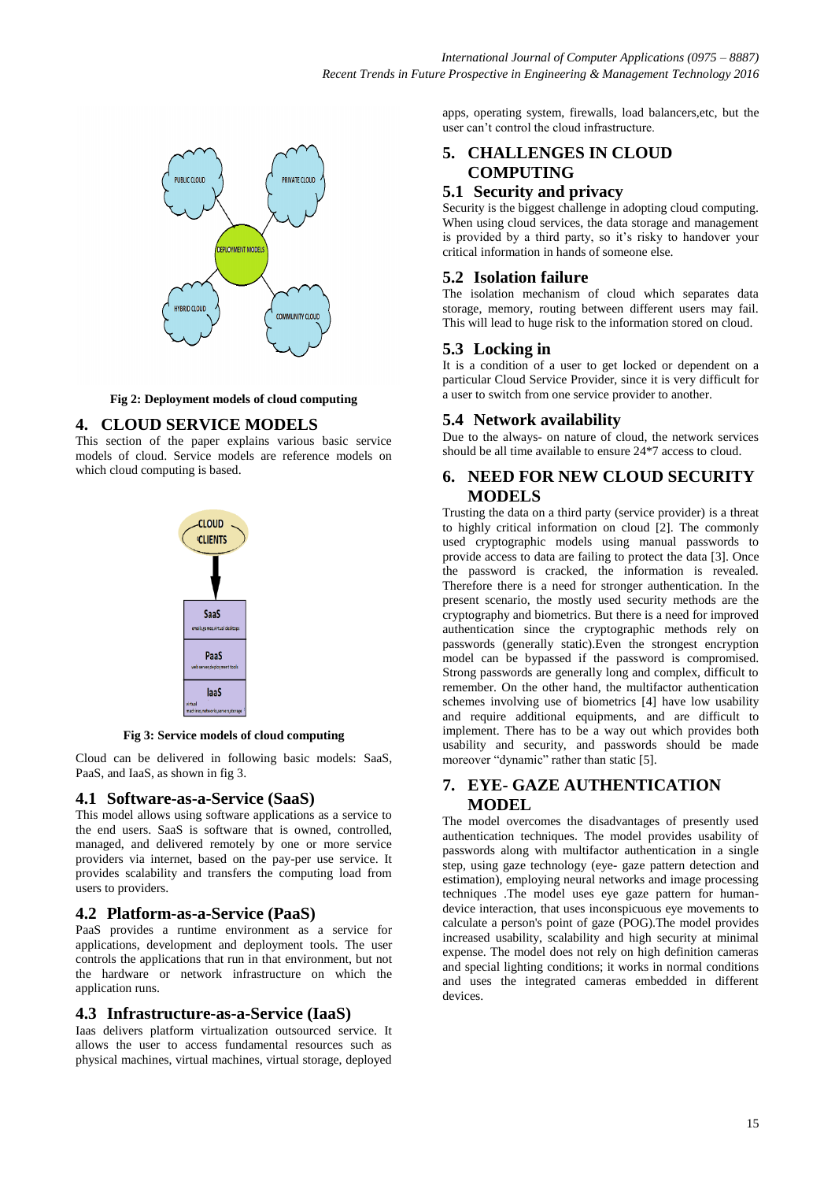Fig 2: Deployment models of cloud computing

## 4. CLOUD SERVICE MODELS

This section of the paper explains various basic service models of cloud. Service models are reference models on which cloud computing is based.

Fig 3: Service models of cloud computing

Cloud can be delivered in following basic models: SaaS, PaaS, and IaaS, as shown in fig 3.

### 4.1 Software-as-a-Service (SaaS)

This model allows using software applications as a service to the end users. SaaS is software that is owned, controlled, managed, and delivered remotely by one or more service providers via internet, based on the pay-per use service. It provides scalability and transfers the computing load from users to providers.

### 4.2 Platform-as-a-Service (PaaS)

PaaS provides a runtime environment as a service for applications, development and deployment tools. The user controls the applications that run in that environment, but not the hardware or network infrastructure on which the application runs.

### 4.3 Infrastructure-as-a-Service (IaaS)

Iaas delivers platform virtualization outsourced service. It allows the user to access fundamental resources such as physical machines, virtual machines, virtual storage, deployed apps, operating system, firewalls, load balancers,etc, but the user can't control the cloud infrastructure.

## 5. CHALLENGES IN CLOUD COMPUTING

### 5.1 Security and privacy

Security is the biggest challenge in adopting cloud computing. When using cloud services, the data storage and management is provided by a third party, so it's risky to handover your critical information in hands of someone else.

### 5.2 Isolation failure

The isolation mechanism of cloud which separates data storage, memory, routing between different users may fail. This will lead to huge risk to the information stored on cloud.

### 5.3 Locking in

It is a condition of a user to get locked or dependent on a particular Cloud Service Provider, since it is very difficult for a user to switch from one service provider to another.

### 5.4 Network availability

Due to the always- on nature of cloud, the network services should be all time available to ensure 24*7 access to cloud.

## 6. NEED FOR NEW CLOUD SECURITY MODELS

Trusting the data on a third party (service provider) is a threat to highly critical information on cloud [2]. The commonly used cryptographic models using manual passwords to provide access to data are failing to protect the data [3]. Once the password is cracked, the information is revealed. Therefore there is a need for stronger authentication. In the present scenario, the mostly used security methods are the cryptography and biometrics. But there is a need for improved authentication since the cryptographic methods rely on passwords (generally static).Even the strongest encryption model can be bypassed if the password is compromised. Strong passwords are generally long and complex, difficult to remember. On the other hand, the multifactor authentication schemes involving use of biometrics [4] have low usability and require additional equipments, and are difficult to implement. There has to be a way out which provides both usability and security, and passwords should be made moreover "dynamic" rather than static [5].

## 7. EYE- GAZE AUTHENTICATION MODEL

The model overcomes the disadvantages of presently used authentication techniques. The model provides usability of passwords along with multifactor authentication in a single step, using gaze technology (eye- gaze pattern detection and estimation), employing neural networks and image processing techniques .The model uses eye gaze pattern for human-device interaction, that uses inconspicuous eye movements to calculate a person's point of gaze (POG).The model provides increased usability, scalability and high security at minimal expense. The model does not rely on high definition cameras and special lighting conditions; it works in normal conditions and uses the integrated cameras embedded in different devices.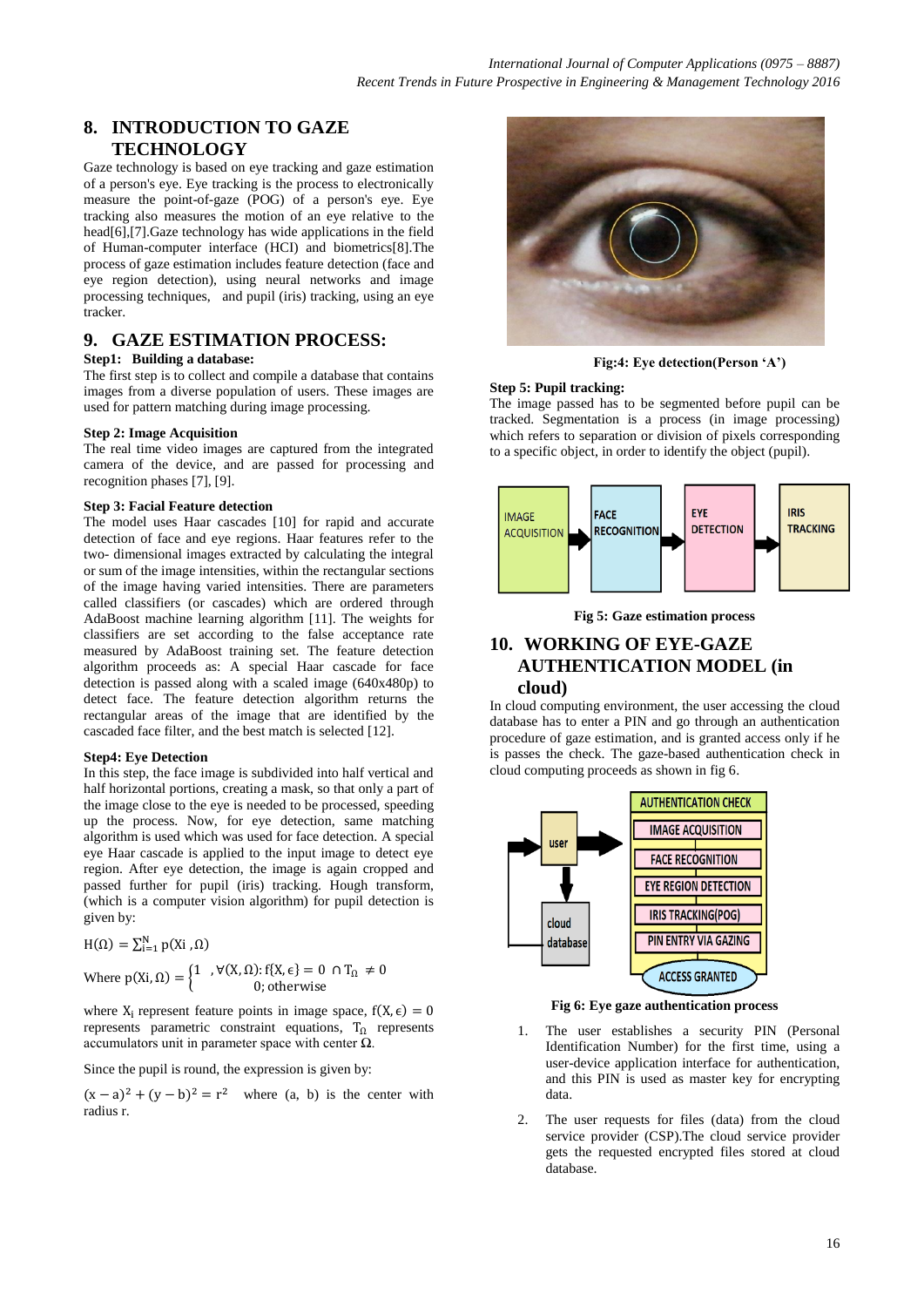## 8. INTRODUCTION TO GAZE TECHNOLOGY

Gaze technology is based on eye tracking and gaze estimation of a person's eye. Eye tracking is the process to electronically measure the point-of-gaze (POG) of a person's eye. Eye tracking also measures the motion of an eye relative to the head[6],[7].Gaze technology has wide applications in the field of Human-computer interface (HCI) and biometrics[8].The process of gaze estimation includes feature detection (face and eye region detection), using neural networks and image processing techniques, and pupil (iris) tracking, using an eye tracker.

## 9. GAZE ESTIMATION PROCESS:

**Step1: Building a database:**

The first step is to collect and compile a database that contains images from a diverse population of users. These images are used for pattern matching during image processing.

**Step 2: Image Acquisition**

The real time video images are captured from the integrated camera of the device, and are passed for processing and recognition phases [7], [9].

**Step 3: Facial Feature detection**

The model uses Haar cascades [10] for rapid and accurate detection of face and eye regions. Haar features refer to the two- dimensional images extracted by calculating the integral or sum of the image intensities, within the rectangular sections of the image having varied intensities. There are parameters called classifiers (or cascades) which are ordered through AdaBoost machine learning algorithm [11]. The weights for classifiers are set according to the false acceptance rate measured by AdaBoost training set. The feature detection algorithm proceeds as: A special Haar cascade for face detection is passed along with a scaled image (640x480p) to detect face. The feature detection algorithm returns the rectangular areas of the image that are identified by the cascaded face filter, and the best match is selected [12].

**Step4: Eye Detection**

In this step, the face image is subdivided into half vertical and half horizontal portions, creating a mask, so that only a part of the image close to the eye is needed to be processed, speeding up the process. Now, for eye detection, same matching algorithm is used which was used for face detection. A special eye Haar cascade is applied to the input image to detect eye region. After eye detection, the image is again cropped and passed further for pupil (iris) tracking. Hough transform, (which is a computer vision algorithm) for pupil detection is given by:

$$H(\Omega) = \sum_{i=1}^{N} p(Xi, \Omega)$$

$$\text{Where } p(Xi, \Omega) = \begin{cases} 1 & , \forall (X, \Omega): f\{X, \epsilon\} = 0 \cap T_{\Omega} \neq 0 \\ & 0; \text{otherwise} \end{cases}$$

where $X_i$ represent feature points in image space, $f(X, \epsilon) = 0$ represents parametric constraint equations, $T_{\Omega}$ represents accumulators unit in parameter space with center $\Omega$.

Since the pupil is round, the expression is given by:

$(x - a)^2 + (y - b)^2 = r^2$ where (a, b) is the center with radius r.

Fig:4: Eye detection(Person 'A')

**Step 5: Pupil tracking:**

The image passed has to be segmented before pupil can be tracked. Segmentation is a process (in image processing) which refers to separation or division of pixels corresponding to a specific object, in order to identify the object (pupil).

IMAGE ACQUISITION → FACE RECOGNITION → EYE DETECTION → IRIS TRACKING

Fig 5: Gaze estimation process

## 10. WORKING OF EYE-GAZE AUTHENTICATION MODEL (in cloud)

In cloud computing environment, the user accessing the cloud database has to enter a PIN and go through an authentication procedure of gaze estimation, and is granted access only if he is passes the check. The gaze-based authentication check in cloud computing proceeds as shown in fig 6.

AUTHENTICATION CHECK: IMAGE ACQUISITION, FACE RECOGNITION, EYE REGION DETECTION, IRIS TRACKING(POG), PIN ENTRY VIA GAZING, ACCESS GRANTED; user; cloud database

Fig 6: Eye gaze authentication process

1. The user establishes a security PIN (Personal Identification Number) for the first time, using a user-device application interface for authentication, and this PIN is used as master key for encrypting data.
2. The user requests for files (data) from the cloud service provider (CSP).The cloud service provider gets the requested encrypted files stored at cloud database.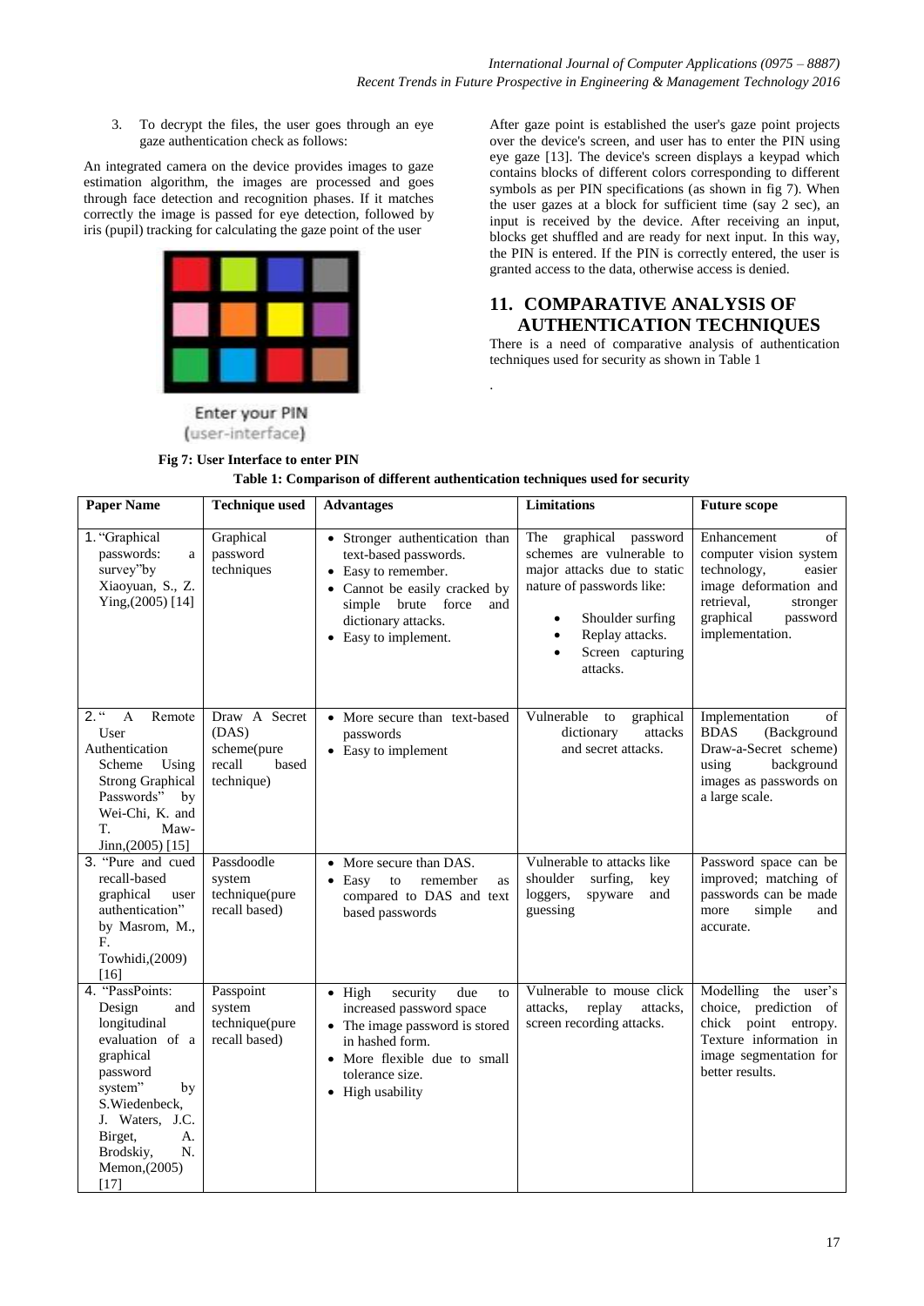3. To decrypt the files, the user goes through an eye gaze authentication check as follows:

An integrated camera on the device provides images to gaze estimation algorithm, the images are processed and goes through face detection and recognition phases. If it matches correctly the image is passed for eye detection, followed by iris (pupil) tracking for calculating the gaze point of the user

Enter your PIN
(user-interface)

**Fig 7: User Interface to enter PIN**

After gaze point is established the user's gaze point projects over the device's screen, and user has to enter the PIN using eye gaze [13]. The device's screen displays a keypad which contains blocks of different colors corresponding to different symbols as per PIN specifications (as shown in fig 7). When the user gazes at a block for sufficient time (say 2 sec), an input is received by the device. After receiving an input, blocks get shuffled and are ready for next input. In this way, the PIN is entered. If the PIN is correctly entered, the user is granted access to the data, otherwise access is denied.

## 11. COMPARATIVE ANALYSIS OF AUTHENTICATION TECHNIQUES

There is a need of comparative analysis of authentication techniques used for security as shown in Table 1

.

**Table 1: Comparison of different authentication techniques used for security**

| Paper Name | Technique used | Advantages | Limitations | Future scope |
|---|---|---|---|---|
| 1. "Graphical passwords: a survey"by Xiaoyuan, S., Z. Ying,(2005) [14] | Graphical password techniques | • Stronger authentication than text-based passwords.<br>• Easy to remember.<br>• Cannot be easily cracked by simple brute force and dictionary attacks.<br>• Easy to implement. | The graphical password schemes are vulnerable to major attacks due to static nature of passwords like:<br>• Shoulder surfing<br>• Replay attacks.<br>• Screen capturing attacks. | Enhancement of computer vision system technology, easier image deformation and retrieval, stronger graphical password implementation. |
| 2. " A Remote User Authentication Scheme Using Strong Graphical Passwords" by Wei-Chi, K. and T. Maw-Jinn,(2005) [15] | Draw A Secret (DAS) scheme(pure recall based technique) | • More secure than text-based passwords<br>• Easy to implement | Vulnerable to graphical dictionary attacks and secret attacks. | Implementation of BDAS (Background Draw-a-Secret scheme) using background images as passwords on a large scale. |
| 3. "Pure and cued recall-based graphical user authentication" by Masrom, M., F. Towhidi,(2009) [16] | Passdoodle system technique(pure recall based) | • More secure than DAS.<br>• Easy to remember as compared to DAS and text based passwords | Vulnerable to attacks like shoulder surfing, key loggers, spyware and guessing | Password space can be improved; matching of passwords can be made more simple and accurate. |
| 4. "PassPoints: Design and longitudinal evaluation of a graphical password system" by S.Wiedenbeck, J. Waters, J.C. Birget, A. Brodskiy, N. Memon,(2005) [17] | Passpoint system technique(pure recall based) | • High security due to increased password space<br>• The image password is stored in hashed form.<br>• More flexible due to small tolerance size.<br>• High usability | Vulnerable to mouse click attacks, replay attacks, screen recording attacks. | Modelling the user's choice, prediction of chick point entropy. Texture information in image segmentation for better results. |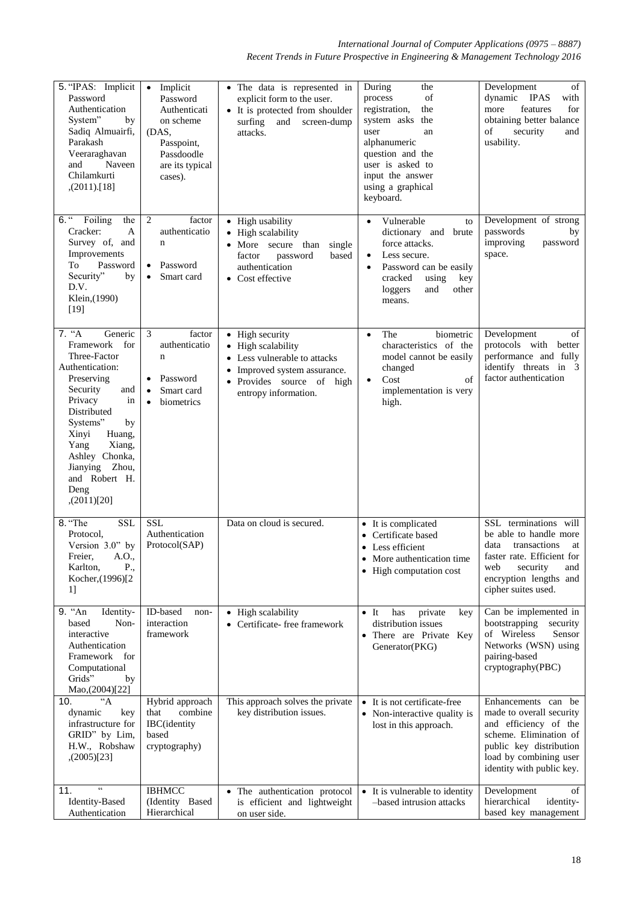| 5. "IPAS: Implicit Password Authentication System" by Sadiq Almuairfi, Parakash Veeraraghavan and Naveen Chilamkurti ,(2011).[18] | • Implicit Password Authentication scheme (DAS, Passpoint, Passdoodle are its typical cases). | • The data is represented in explicit form to the user.<br>• It is protected from shoulder surfing and screen-dump attacks. | During the process of registration, the system asks the user an alphanumeric question and the user is asked to input the answer using a graphical keyboard. | Development of dynamic IPAS with more features for obtaining better balance of security and usability. |
|---|---|---|---|---|
| 6. " Foiling the Cracker: A Survey of, and Improvements To Password Security" by D.V. Klein,(1990) [19] | 2 factor authentication<br>• Password<br>• Smart card | • High usability<br>• High scalability<br>• More secure than single factor password based authentication<br>• Cost effective | • Vulnerable to dictionary and brute force attacks.<br>• Less secure.<br>• Password can be easily cracked using key loggers and other means. | Development of strong passwords by improving password space. |
| 7. "A Generic Framework for Three-Factor Authentication: Preserving Security and Privacy in Distributed Systems" by Xinyi Huang, Yang Xiang, Ashley Chonka, Jianying Zhou, and Robert H. Deng ,(2011)[20] | 3 factor authentication<br>• Password<br>• Smart card<br>• biometrics | • High security<br>• High scalability<br>• Less vulnerable to attacks<br>• Improved system assurance.<br>• Provides source of high entropy information. | • The biometric characteristics of the model cannot be easily changed<br>• Cost of implementation is very high. | Development of protocols with better performance and fully identify threats in 3 factor authentication |
| 8. "The SSL Protocol, Version 3.0" by Freier, A.O., Karlton, P., Kocher,(1996)[21] | SSL Authentication Protocol(SAP) | Data on cloud is secured. | • It is complicated<br>• Certificate based<br>• Less efficient<br>• More authentication time<br>• High computation cost | SSL terminations will be able to handle more data transactions at faster rate. Efficient for web security and encryption lengths and cipher suites used. |
| 9. "An Identity-based Non-interactive Authentication Framework for Computational Grids" by Mao,(2004)[22] | ID-based non-interaction framework | • High scalability<br>• Certificate- free framework | • It has private key distribution issues<br>• There are Private Key Generator(PKG) | Can be implemented in bootstrapping security of Wireless Sensor Networks (WSN) using pairing-based cryptography(PBC) |
| 10. "A dynamic key infrastructure for GRID" by Lim, H.W., Robshaw ,(2005)[23] | Hybrid approach that combine IBC(identity based cryptography) | This approach solves the private key distribution issues. | • It is not certificate-free<br>• Non-interactive quality is lost in this approach. | Enhancements can be made to overall security and efficiency of the scheme. Elimination of public key distribution load by combining user identity with public key. |
| 11. " Identity-Based Authentication | IBHMCC (Identity Based Hierarchical | • The authentication protocol is efficient and lightweight on user side. | • It is vulnerable to identity –based intrusion attacks | Development of hierarchical identity-based key management |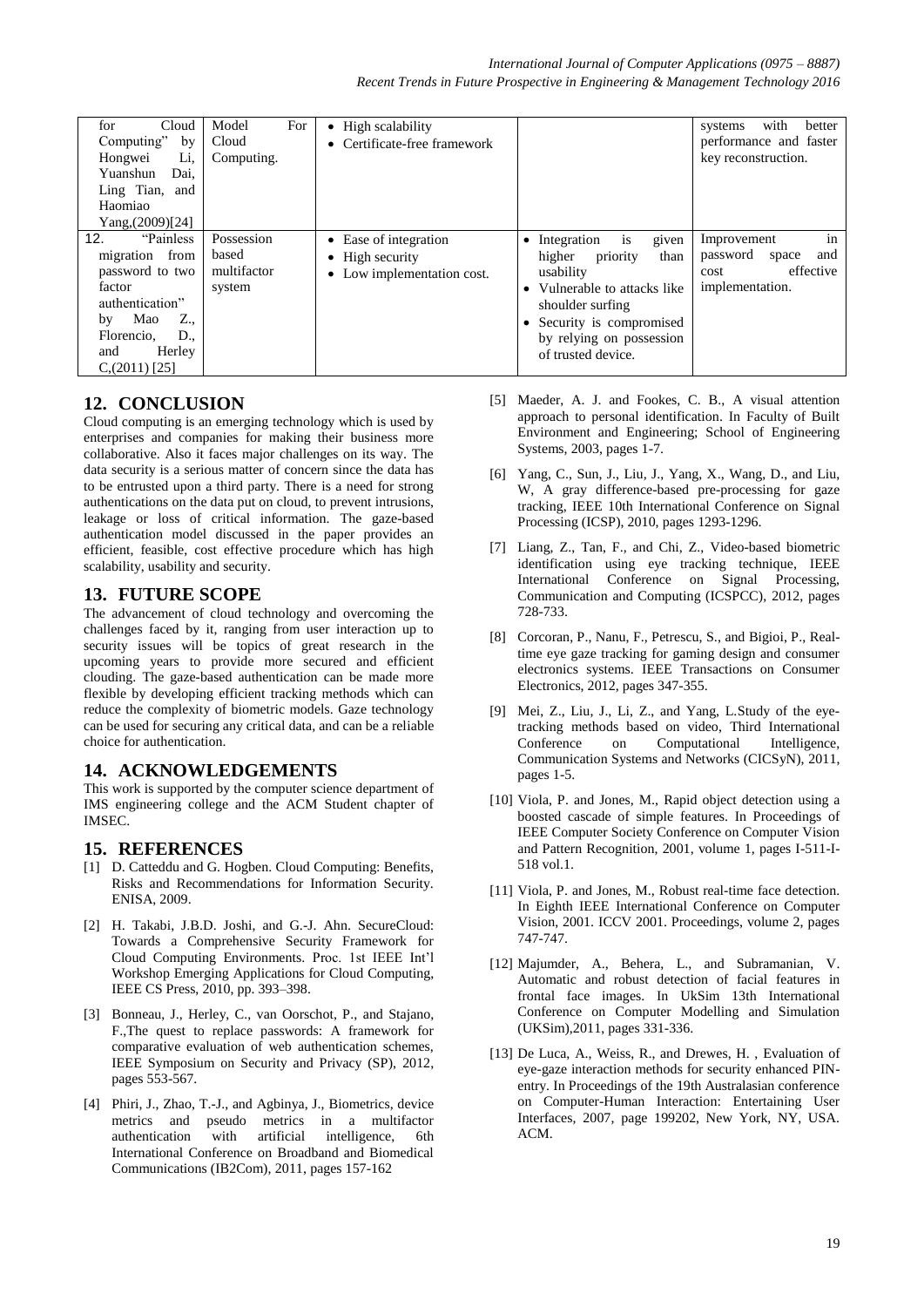| for Cloud Computing" by Hongwei Li, Yuanshun Dai, Ling Tian, and Haomiao Yang,(2009)[24] | Model For Cloud Computing. | • High scalability<br>• Certificate-free framework | | systems with better performance and faster key reconstruction. |
|---|---|---|---|---|
| 12. "Painless migration from password to two factor authentication" by Mao Z., Florencio, D., and Herley C,(2011) [25] | Possession based multifactor system | • Ease of integration<br>• High security<br>• Low implementation cost. | • Integration is given higher priority than usability<br>• Vulnerable to attacks like shoulder surfing<br>• Security is compromised by relying on possession of trusted device. | Improvement in password space and cost effective implementation. |

## 12. CONCLUSION

Cloud computing is an emerging technology which is used by enterprises and companies for making their business more collaborative. Also it faces major challenges on its way. The data security is a serious matter of concern since the data has to be entrusted upon a third party. There is a need for strong authentications on the data put on cloud, to prevent intrusions, leakage or loss of critical information. The gaze-based authentication model discussed in the paper provides an efficient, feasible, cost effective procedure which has high scalability, usability and security.

## 13. FUTURE SCOPE

The advancement of cloud technology and overcoming the challenges faced by it, ranging from user interaction up to security issues will be topics of great research in the upcoming years to provide more secured and efficient clouding. The gaze-based authentication can be made more flexible by developing efficient tracking methods which can reduce the complexity of biometric models. Gaze technology can be used for securing any critical data, and can be a reliable choice for authentication.

## 14. ACKNOWLEDGEMENTS

This work is supported by the computer science department of IMS engineering college and the ACM Student chapter of IMSEC.

## 15. REFERENCES

[1] D. Catteddu and G. Hogben. Cloud Computing: Benefits, Risks and Recommendations for Information Security. ENISA, 2009.

[2] H. Takabi, J.B.D. Joshi, and G.-J. Ahn. SecureCloud: Towards a Comprehensive Security Framework for Cloud Computing Environments. Proc. 1st IEEE Int'l Workshop Emerging Applications for Cloud Computing, IEEE CS Press, 2010, pp. 393–398.

[3] Bonneau, J., Herley, C., van Oorschot, P., and Stajano, F.,The quest to replace passwords: A framework for comparative evaluation of web authentication schemes, IEEE Symposium on Security and Privacy (SP), 2012, pages 553-567.

[4] Phiri, J., Zhao, T.-J., and Agbinya, J., Biometrics, device metrics and pseudo metrics in a multifactor authentication with artificial intelligence, 6th International Conference on Broadband and Biomedical Communications (IB2Com), 2011, pages 157-162

[5] Maeder, A. J. and Fookes, C. B., A visual attention approach to personal identification. In Faculty of Built Environment and Engineering; School of Engineering Systems, 2003, pages 1-7.

[6] Yang, C., Sun, J., Liu, J., Yang, X., Wang, D., and Liu, W, A gray difference-based pre-processing for gaze tracking, IEEE 10th International Conference on Signal Processing (ICSP), 2010, pages 1293-1296.

[7] Liang, Z., Tan, F., and Chi, Z., Video-based biometric identification using eye tracking technique, IEEE International Conference on Signal Processing, Communication and Computing (ICSPCC), 2012, pages 728-733.

[8] Corcoran, P., Nanu, F., Petrescu, S., and Bigioi, P., Real-time eye gaze tracking for gaming design and consumer electronics systems. IEEE Transactions on Consumer Electronics, 2012, pages 347-355.

[9] Mei, Z., Liu, J., Li, Z., and Yang, L.Study of the eye-tracking methods based on video, Third International Conference on Computational Intelligence, Communication Systems and Networks (CICSyN), 2011, pages 1-5.

[10] Viola, P. and Jones, M., Rapid object detection using a boosted cascade of simple features. In Proceedings of IEEE Computer Society Conference on Computer Vision and Pattern Recognition, 2001, volume 1, pages I-511-I-518 vol.1.

[11] Viola, P. and Jones, M., Robust real-time face detection. In Eighth IEEE International Conference on Computer Vision, 2001. ICCV 2001. Proceedings, volume 2, pages 747-747.

[12] Majumder, A., Behera, L., and Subramanian, V. Automatic and robust detection of facial features in frontal face images. In UkSim 13th International Conference on Computer Modelling and Simulation (UKSim),2011, pages 331-336.

[13] De Luca, A., Weiss, R., and Drewes, H. , Evaluation of eye-gaze interaction methods for security enhanced PIN-entry. In Proceedings of the 19th Australasian conference on Computer-Human Interaction: Entertaining User Interfaces, 2007, page 199202, New York, NY, USA. ACM.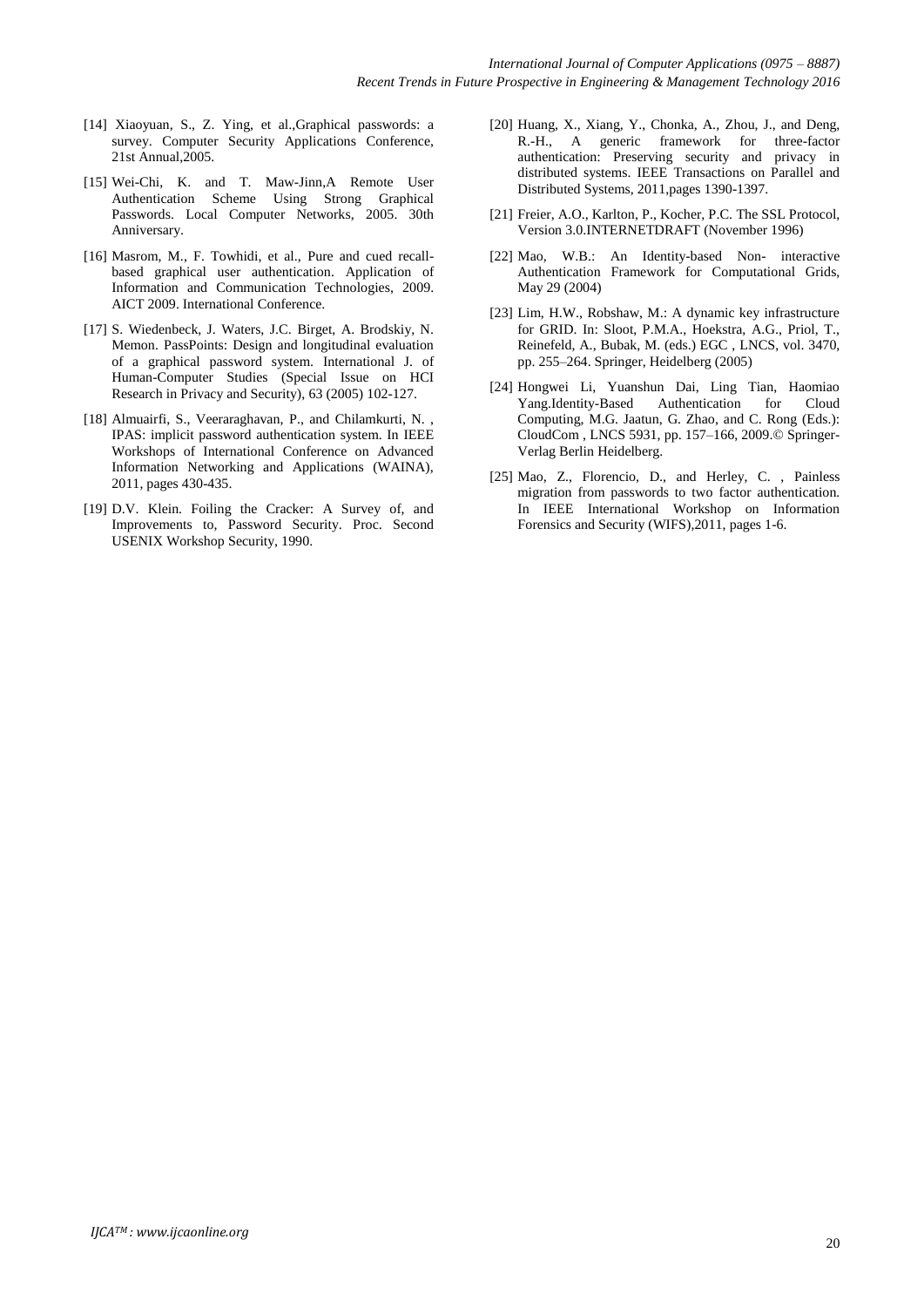[14] Xiaoyuan, S., Z. Ying, et al.,Graphical passwords: a survey. Computer Security Applications Conference, 21st Annual,2005.

[15] Wei-Chi, K. and T. Maw-Jinn,A Remote User Authentication Scheme Using Strong Graphical Passwords. Local Computer Networks, 2005. 30th Anniversary.

[16] Masrom, M., F. Towhidi, et al., Pure and cued recall-based graphical user authentication. Application of Information and Communication Technologies, 2009. AICT 2009. International Conference.

[17] S. Wiedenbeck, J. Waters, J.C. Birget, A. Brodskiy, N. Memon. PassPoints: Design and longitudinal evaluation of a graphical password system. International J. of Human-Computer Studies (Special Issue on HCI Research in Privacy and Security), 63 (2005) 102-127.

[18] Almuairfi, S., Veeraraghavan, P., and Chilamkurti, N. , IPAS: implicit password authentication system. In IEEE Workshops of International Conference on Advanced Information Networking and Applications (WAINA), 2011, pages 430-435.

[19] D.V. Klein. Foiling the Cracker: A Survey of, and Improvements to, Password Security. Proc. Second USENIX Workshop Security, 1990.

[20] Huang, X., Xiang, Y., Chonka, A., Zhou, J., and Deng, R.-H., A generic framework for three-factor authentication: Preserving security and privacy in distributed systems. IEEE Transactions on Parallel and Distributed Systems, 2011,pages 1390-1397.

[21] Freier, A.O., Karlton, P., Kocher, P.C. The SSL Protocol, Version 3.0.INTERNETDRAFT (November 1996)

[22] Mao, W.B.: An Identity-based Non- interactive Authentication Framework for Computational Grids, May 29 (2004)

[23] Lim, H.W., Robshaw, M.: A dynamic key infrastructure for GRID. In: Sloot, P.M.A., Hoekstra, A.G., Priol, T., Reinefeld, A., Bubak, M. (eds.) EGC , LNCS, vol. 3470, pp. 255–264. Springer, Heidelberg (2005)

[24] Hongwei Li, Yuanshun Dai, Ling Tian, Haomiao Yang.Identity-Based Authentication for Cloud Computing, M.G. Jaatun, G. Zhao, and C. Rong (Eds.): CloudCom , LNCS 5931, pp. 157–166, 2009.© Springer-Verlag Berlin Heidelberg.

[25] Mao, Z., Florencio, D., and Herley, C. , Painless migration from passwords to two factor authentication. In IEEE International Workshop on Information Forensics and Security (WIFS),2011, pages 1-6.